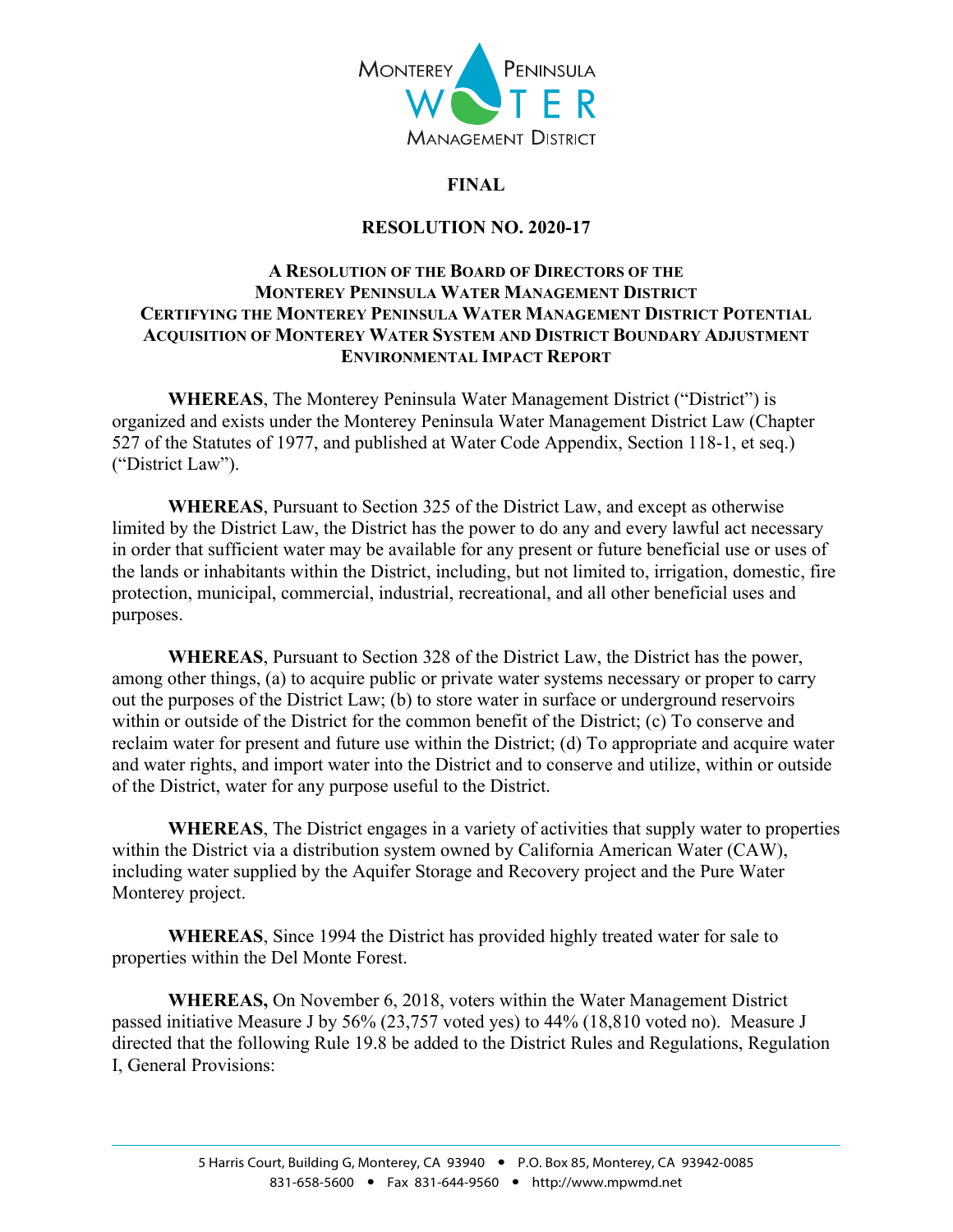**FINAL**

# RESOLUTION NO. 2020-17

## A RESOLUTION OF THE BOARD OF DIRECTORS OF THE MONTEREY PENINSULA WATER MANAGEMENT DISTRICT CERTIFYING THE MONTEREY PENINSULA WATER MANAGEMENT DISTRICT POTENTIAL ACQUISITION OF MONTEREY WATER SYSTEM AND DISTRICT BOUNDARY ADJUSTMENT ENVIRONMENTAL IMPACT REPORT

**WHEREAS**, The Monterey Peninsula Water Management District ("District") is organized and exists under the Monterey Peninsula Water Management District Law (Chapter 527 of the Statutes of 1977, and published at Water Code Appendix, Section 118-1, et seq.) ("District Law").

**WHEREAS**, Pursuant to Section 325 of the District Law, and except as otherwise limited by the District Law, the District has the power to do any and every lawful act necessary in order that sufficient water may be available for any present or future beneficial use or uses of the lands or inhabitants within the District, including, but not limited to, irrigation, domestic, fire protection, municipal, commercial, industrial, recreational, and all other beneficial uses and purposes.

**WHEREAS**, Pursuant to Section 328 of the District Law, the District has the power, among other things, (a) to acquire public or private water systems necessary or proper to carry out the purposes of the District Law; (b) to store water in surface or underground reservoirs within or outside of the District for the common benefit of the District; (c) To conserve and reclaim water for present and future use within the District; (d) To appropriate and acquire water and water rights, and import water into the District and to conserve and utilize, within or outside of the District, water for any purpose useful to the District.

**WHEREAS**, The District engages in a variety of activities that supply water to properties within the District via a distribution system owned by California American Water (CAW), including water supplied by the Aquifer Storage and Recovery project and the Pure Water Monterey project.

**WHEREAS**, Since 1994 the District has provided highly treated water for sale to properties within the Del Monte Forest.

**WHEREAS,** On November 6, 2018, voters within the Water Management District passed initiative Measure J by 56% (23,757 voted yes) to 44% (18,810 voted no). Measure J directed that the following Rule 19.8 be added to the District Rules and Regulations, Regulation I, General Provisions: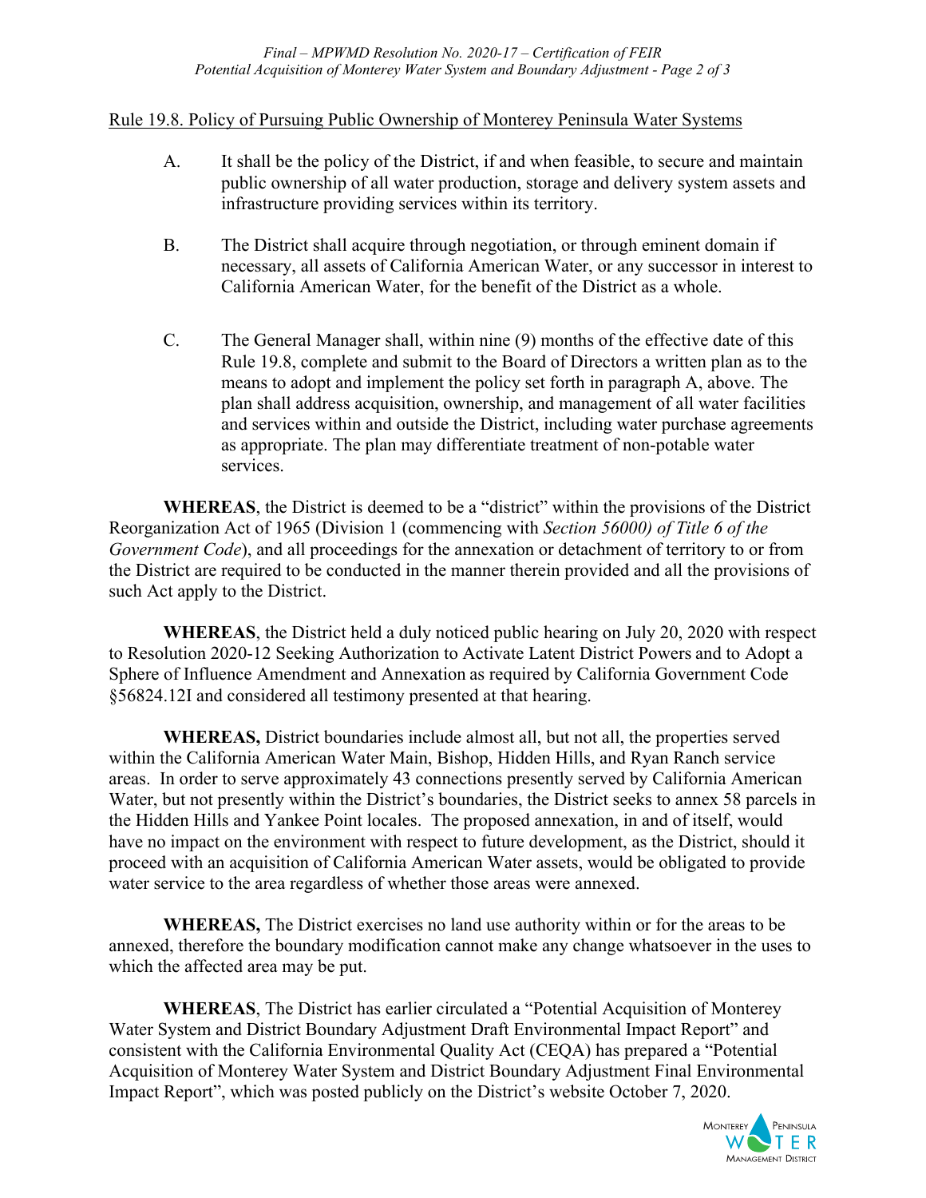Rule 19.8. Policy of Pursuing Public Ownership of Monterey Peninsula Water Systems

A. It shall be the policy of the District, if and when feasible, to secure and maintain public ownership of all water production, storage and delivery system assets and infrastructure providing services within its territory.

B. The District shall acquire through negotiation, or through eminent domain if necessary, all assets of California American Water, or any successor in interest to California American Water, for the benefit of the District as a whole.

C. The General Manager shall, within nine (9) months of the effective date of this Rule 19.8, complete and submit to the Board of Directors a written plan as to the means to adopt and implement the policy set forth in paragraph A, above. The plan shall address acquisition, ownership, and management of all water facilities and services within and outside the District, including water purchase agreements as appropriate. The plan may differentiate treatment of non-potable water services.

**WHEREAS**, the District is deemed to be a "district" within the provisions of the District Reorganization Act of 1965 (Division 1 (commencing with *Section 56000) of Title 6 of the Government Code*), and all proceedings for the annexation or detachment of territory to or from the District are required to be conducted in the manner therein provided and all the provisions of such Act apply to the District.

**WHEREAS**, the District held a duly noticed public hearing on July 20, 2020 with respect to Resolution 2020-12 Seeking Authorization to Activate Latent District Powers and to Adopt a Sphere of Influence Amendment and Annexation as required by California Government Code §56824.12I and considered all testimony presented at that hearing.

**WHEREAS,** District boundaries include almost all, but not all, the properties served within the California American Water Main, Bishop, Hidden Hills, and Ryan Ranch service areas. In order to serve approximately 43 connections presently served by California American Water, but not presently within the District's boundaries, the District seeks to annex 58 parcels in the Hidden Hills and Yankee Point locales. The proposed annexation, in and of itself, would have no impact on the environment with respect to future development, as the District, should it proceed with an acquisition of California American Water assets, would be obligated to provide water service to the area regardless of whether those areas were annexed.

**WHEREAS,** The District exercises no land use authority within or for the areas to be annexed, therefore the boundary modification cannot make any change whatsoever in the uses to which the affected area may be put.

**WHEREAS**, The District has earlier circulated a "Potential Acquisition of Monterey Water System and District Boundary Adjustment Draft Environmental Impact Report" and consistent with the California Environmental Quality Act (CEQA) has prepared a "Potential Acquisition of Monterey Water System and District Boundary Adjustment Final Environmental Impact Report", which was posted publicly on the District's website October 7, 2020.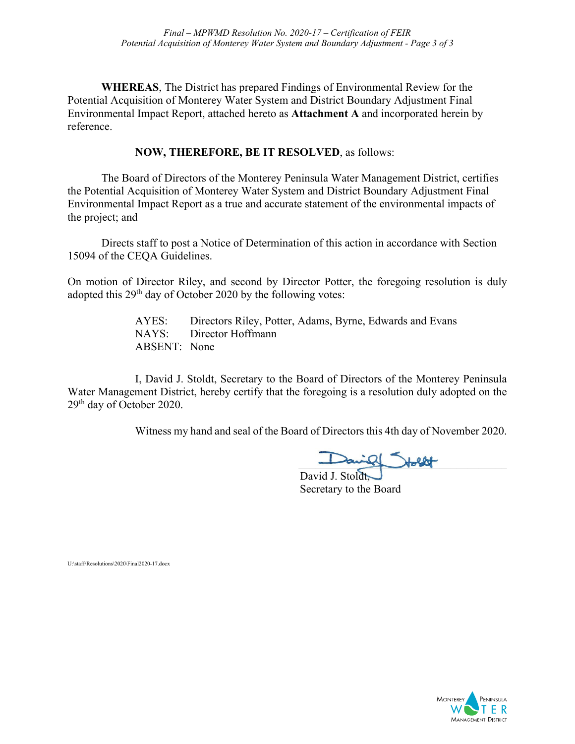**WHEREAS**, The District has prepared Findings of Environmental Review for the Potential Acquisition of Monterey Water System and District Boundary Adjustment Final Environmental Impact Report, attached hereto as **Attachment A** and incorporated herein by reference.

**NOW, THEREFORE, BE IT RESOLVED**, as follows:

The Board of Directors of the Monterey Peninsula Water Management District, certifies the Potential Acquisition of Monterey Water System and District Boundary Adjustment Final Environmental Impact Report as a true and accurate statement of the environmental impacts of the project; and

Directs staff to post a Notice of Determination of this action in accordance with Section 15094 of the CEQA Guidelines.

On motion of Director Riley, and second by Director Potter, the foregoing resolution is duly adopted this 29th day of October 2020 by the following votes:

AYES: Directors Riley, Potter, Adams, Byrne, Edwards and Evans
NAYS: Director Hoffmann
ABSENT: None

I, David J. Stoldt, Secretary to the Board of Directors of the Monterey Peninsula Water Management District, hereby certify that the foregoing is a resolution duly adopted on the 29th day of October 2020.

Witness my hand and seal of the Board of Directors this 4th day of November 2020.

David J. Stoldt,
Secretary to the Board

U:\staff\Resolutions\2020\Final2020-17.docx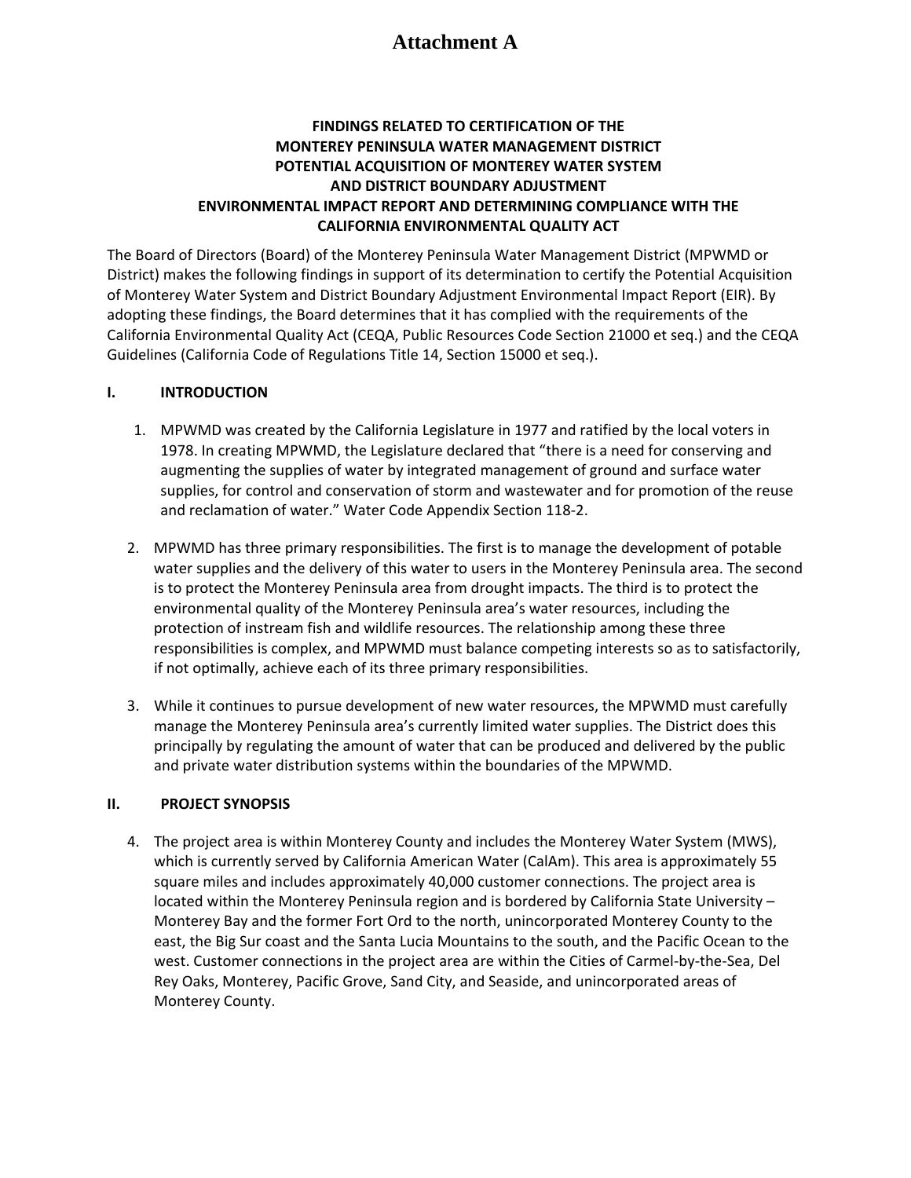# Attachment A

**FINDINGS RELATED TO CERTIFICATION OF THE MONTEREY PENINSULA WATER MANAGEMENT DISTRICT POTENTIAL ACQUISITION OF MONTEREY WATER SYSTEM AND DISTRICT BOUNDARY ADJUSTMENT ENVIRONMENTAL IMPACT REPORT AND DETERMINING COMPLIANCE WITH THE CALIFORNIA ENVIRONMENTAL QUALITY ACT**

The Board of Directors (Board) of the Monterey Peninsula Water Management District (MPWMD or District) makes the following findings in support of its determination to certify the Potential Acquisition of Monterey Water System and District Boundary Adjustment Environmental Impact Report (EIR). By adopting these findings, the Board determines that it has complied with the requirements of the California Environmental Quality Act (CEQA, Public Resources Code Section 21000 et seq.) and the CEQA Guidelines (California Code of Regulations Title 14, Section 15000 et seq.).

## I. INTRODUCTION

1. MPWMD was created by the California Legislature in 1977 and ratified by the local voters in 1978. In creating MPWMD, the Legislature declared that "there is a need for conserving and augmenting the supplies of water by integrated management of ground and surface water supplies, for control and conservation of storm and wastewater and for promotion of the reuse and reclamation of water." Water Code Appendix Section 118-2.

2. MPWMD has three primary responsibilities. The first is to manage the development of potable water supplies and the delivery of this water to users in the Monterey Peninsula area. The second is to protect the Monterey Peninsula area from drought impacts. The third is to protect the environmental quality of the Monterey Peninsula area's water resources, including the protection of instream fish and wildlife resources. The relationship among these three responsibilities is complex, and MPWMD must balance competing interests so as to satisfactorily, if not optimally, achieve each of its three primary responsibilities.

3. While it continues to pursue development of new water resources, the MPWMD must carefully manage the Monterey Peninsula area's currently limited water supplies. The District does this principally by regulating the amount of water that can be produced and delivered by the public and private water distribution systems within the boundaries of the MPWMD.

## II. PROJECT SYNOPSIS

4. The project area is within Monterey County and includes the Monterey Water System (MWS), which is currently served by California American Water (CalAm). This area is approximately 55 square miles and includes approximately 40,000 customer connections. The project area is located within the Monterey Peninsula region and is bordered by California State University – Monterey Bay and the former Fort Ord to the north, unincorporated Monterey County to the east, the Big Sur coast and the Santa Lucia Mountains to the south, and the Pacific Ocean to the west. Customer connections in the project area are within the Cities of Carmel-by-the-Sea, Del Rey Oaks, Monterey, Pacific Grove, Sand City, and Seaside, and unincorporated areas of Monterey County.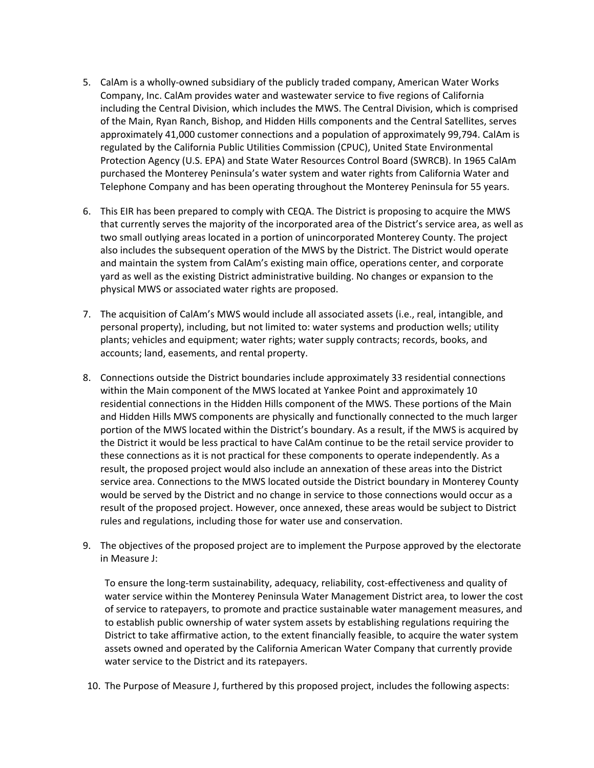5. CalAm is a wholly-owned subsidiary of the publicly traded company, American Water Works Company, Inc. CalAm provides water and wastewater service to five regions of California including the Central Division, which includes the MWS. The Central Division, which is comprised of the Main, Ryan Ranch, Bishop, and Hidden Hills components and the Central Satellites, serves approximately 41,000 customer connections and a population of approximately 99,794. CalAm is regulated by the California Public Utilities Commission (CPUC), United State Environmental Protection Agency (U.S. EPA) and State Water Resources Control Board (SWRCB). In 1965 CalAm purchased the Monterey Peninsula's water system and water rights from California Water and Telephone Company and has been operating throughout the Monterey Peninsula for 55 years.

6. This EIR has been prepared to comply with CEQA. The District is proposing to acquire the MWS that currently serves the majority of the incorporated area of the District's service area, as well as two small outlying areas located in a portion of unincorporated Monterey County. The project also includes the subsequent operation of the MWS by the District. The District would operate and maintain the system from CalAm's existing main office, operations center, and corporate yard as well as the existing District administrative building. No changes or expansion to the physical MWS or associated water rights are proposed.

7. The acquisition of CalAm's MWS would include all associated assets (i.e., real, intangible, and personal property), including, but not limited to: water systems and production wells; utility plants; vehicles and equipment; water rights; water supply contracts; records, books, and accounts; land, easements, and rental property.

8. Connections outside the District boundaries include approximately 33 residential connections within the Main component of the MWS located at Yankee Point and approximately 10 residential connections in the Hidden Hills component of the MWS. These portions of the Main and Hidden Hills MWS components are physically and functionally connected to the much larger portion of the MWS located within the District's boundary. As a result, if the MWS is acquired by the District it would be less practical to have CalAm continue to be the retail service provider to these connections as it is not practical for these components to operate independently. As a result, the proposed project would also include an annexation of these areas into the District service area. Connections to the MWS located outside the District boundary in Monterey County would be served by the District and no change in service to those connections would occur as a result of the proposed project. However, once annexed, these areas would be subject to District rules and regulations, including those for water use and conservation.

9. The objectives of the proposed project are to implement the Purpose approved by the electorate in Measure J:

   To ensure the long-term sustainability, adequacy, reliability, cost-effectiveness and quality of water service within the Monterey Peninsula Water Management District area, to lower the cost of service to ratepayers, to promote and practice sustainable water management measures, and to establish public ownership of water system assets by establishing regulations requiring the District to take affirmative action, to the extent financially feasible, to acquire the water system assets owned and operated by the California American Water Company that currently provide water service to the District and its ratepayers.

10. The Purpose of Measure J, furthered by this proposed project, includes the following aspects: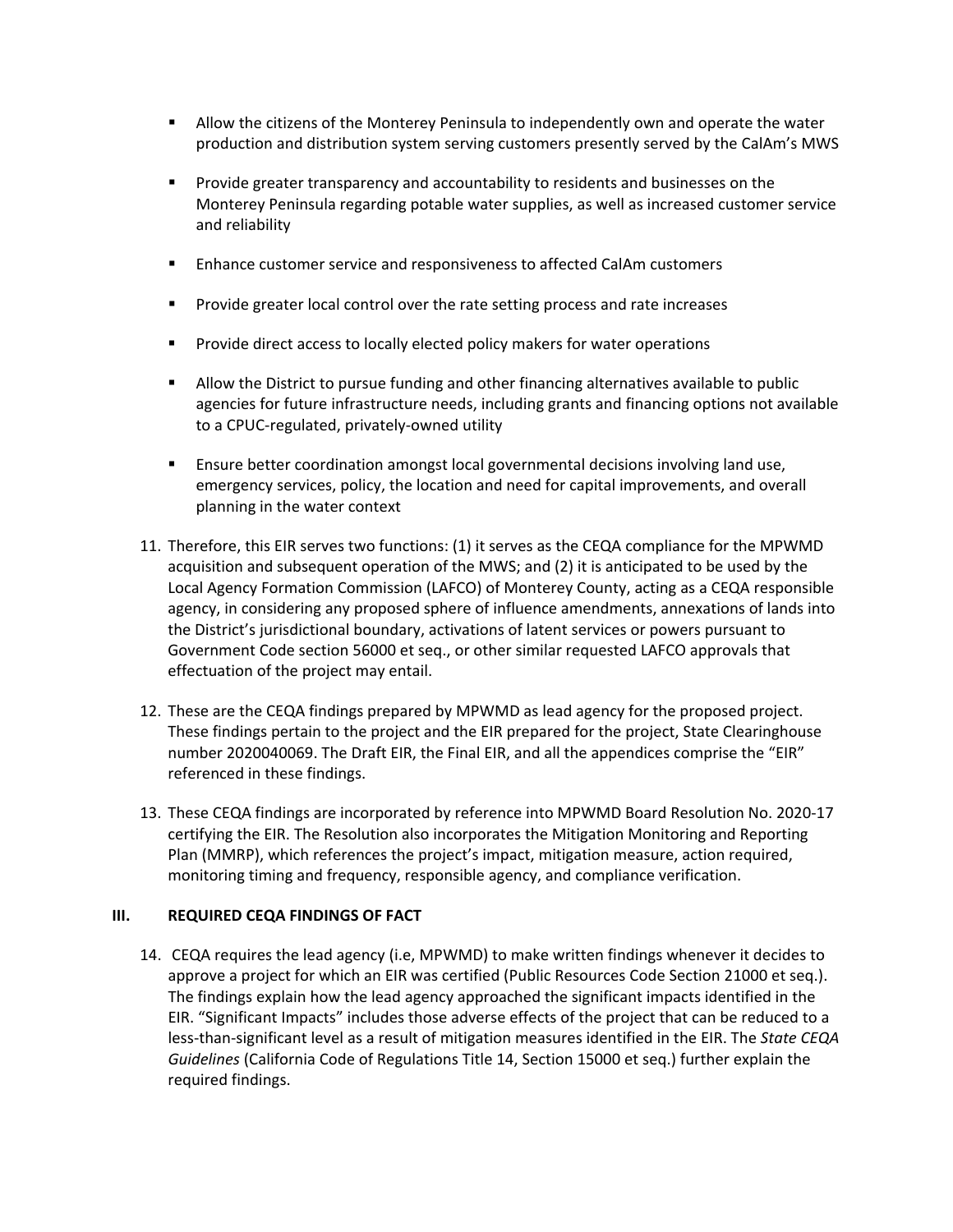- Allow the citizens of the Monterey Peninsula to independently own and operate the water production and distribution system serving customers presently served by the CalAm's MWS
- Provide greater transparency and accountability to residents and businesses on the Monterey Peninsula regarding potable water supplies, as well as increased customer service and reliability
- Enhance customer service and responsiveness to affected CalAm customers
- Provide greater local control over the rate setting process and rate increases
- Provide direct access to locally elected policy makers for water operations
- Allow the District to pursue funding and other financing alternatives available to public agencies for future infrastructure needs, including grants and financing options not available to a CPUC-regulated, privately-owned utility
- Ensure better coordination amongst local governmental decisions involving land use, emergency services, policy, the location and need for capital improvements, and overall planning in the water context

11. Therefore, this EIR serves two functions: (1) it serves as the CEQA compliance for the MPWMD acquisition and subsequent operation of the MWS; and (2) it is anticipated to be used by the Local Agency Formation Commission (LAFCO) of Monterey County, acting as a CEQA responsible agency, in considering any proposed sphere of influence amendments, annexations of lands into the District's jurisdictional boundary, activations of latent services or powers pursuant to Government Code section 56000 et seq., or other similar requested LAFCO approvals that effectuation of the project may entail.

12. These are the CEQA findings prepared by MPWMD as lead agency for the proposed project. These findings pertain to the project and the EIR prepared for the project, State Clearinghouse number 2020040069. The Draft EIR, the Final EIR, and all the appendices comprise the "EIR" referenced in these findings.

13. These CEQA findings are incorporated by reference into MPWMD Board Resolution No. 2020-17 certifying the EIR. The Resolution also incorporates the Mitigation Monitoring and Reporting Plan (MMRP), which references the project's impact, mitigation measure, action required, monitoring timing and frequency, responsible agency, and compliance verification.

## III. REQUIRED CEQA FINDINGS OF FACT

14. CEQA requires the lead agency (i.e, MPWMD) to make written findings whenever it decides to approve a project for which an EIR was certified (Public Resources Code Section 21000 et seq.). The findings explain how the lead agency approached the significant impacts identified in the EIR. "Significant Impacts" includes those adverse effects of the project that can be reduced to a less-than-significant level as a result of mitigation measures identified in the EIR. The *State CEQA Guidelines* (California Code of Regulations Title 14, Section 15000 et seq.) further explain the required findings.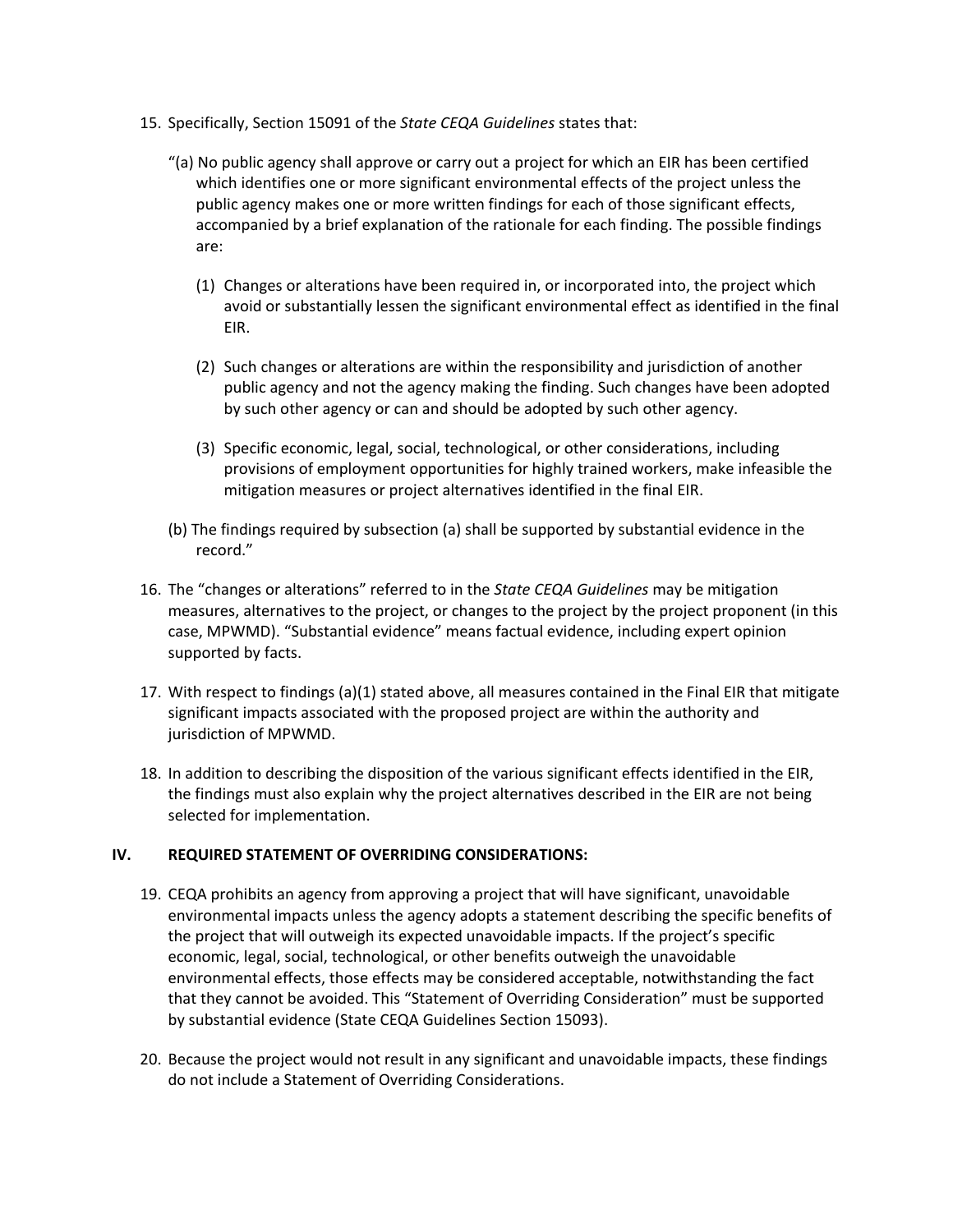15. Specifically, Section 15091 of the *State CEQA Guidelines* states that:

    "(a) No public agency shall approve or carry out a project for which an EIR has been certified which identifies one or more significant environmental effects of the project unless the public agency makes one or more written findings for each of those significant effects, accompanied by a brief explanation of the rationale for each finding. The possible findings are:

    (1) Changes or alterations have been required in, or incorporated into, the project which avoid or substantially lessen the significant environmental effect as identified in the final EIR.

    (2) Such changes or alterations are within the responsibility and jurisdiction of another public agency and not the agency making the finding. Such changes have been adopted by such other agency or can and should be adopted by such other agency.

    (3) Specific economic, legal, social, technological, or other considerations, including provisions of employment opportunities for highly trained workers, make infeasible the mitigation measures or project alternatives identified in the final EIR.

    (b) The findings required by subsection (a) shall be supported by substantial evidence in the record."

16. The "changes or alterations" referred to in the *State CEQA Guidelines* may be mitigation measures, alternatives to the project, or changes to the project by the project proponent (in this case, MPWMD). "Substantial evidence" means factual evidence, including expert opinion supported by facts.

17. With respect to findings (a)(1) stated above, all measures contained in the Final EIR that mitigate significant impacts associated with the proposed project are within the authority and jurisdiction of MPWMD.

18. In addition to describing the disposition of the various significant effects identified in the EIR, the findings must also explain why the project alternatives described in the EIR are not being selected for implementation.

## IV. REQUIRED STATEMENT OF OVERRIDING CONSIDERATIONS:

19. CEQA prohibits an agency from approving a project that will have significant, unavoidable environmental impacts unless the agency adopts a statement describing the specific benefits of the project that will outweigh its expected unavoidable impacts. If the project's specific economic, legal, social, technological, or other benefits outweigh the unavoidable environmental effects, those effects may be considered acceptable, notwithstanding the fact that they cannot be avoided. This "Statement of Overriding Consideration" must be supported by substantial evidence (State CEQA Guidelines Section 15093).

20. Because the project would not result in any significant and unavoidable impacts, these findings do not include a Statement of Overriding Considerations.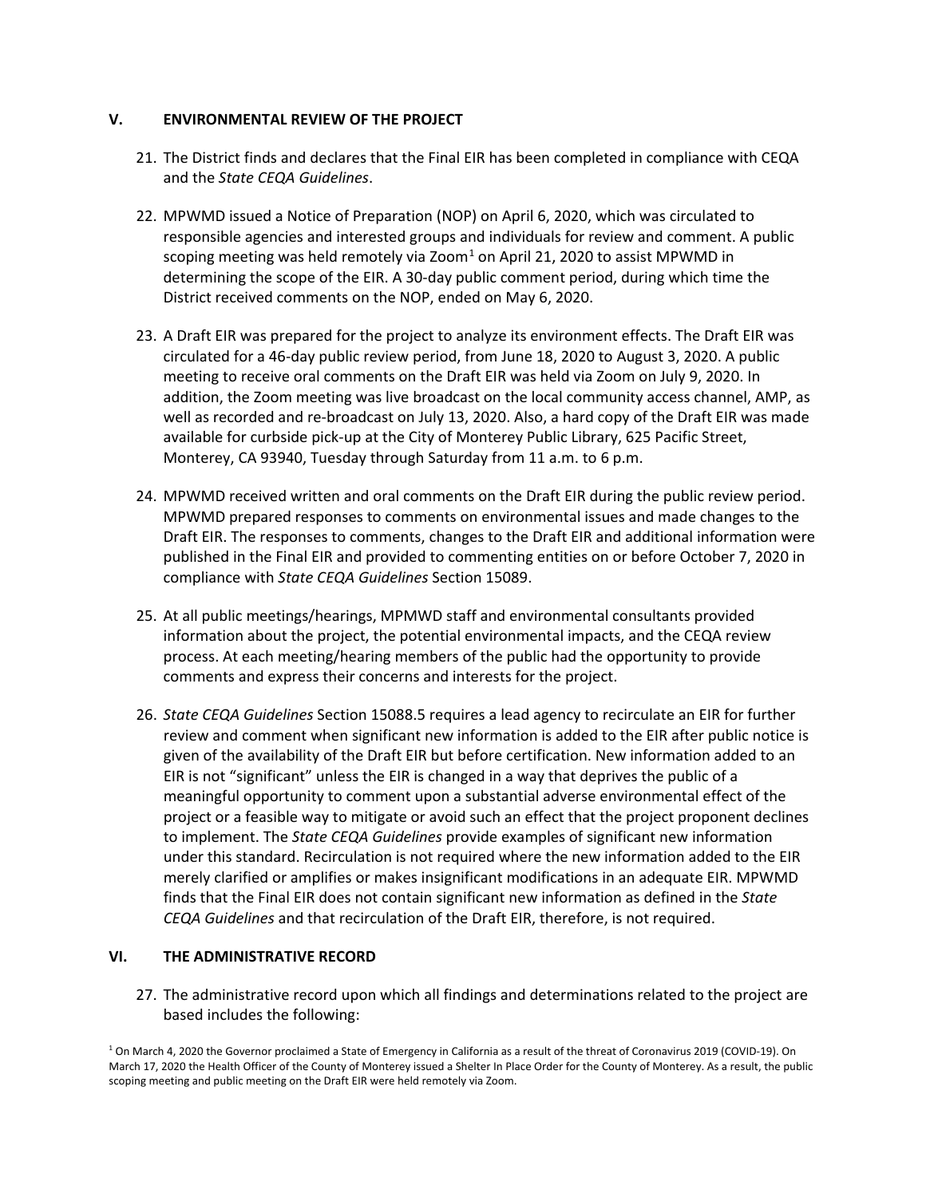## V. ENVIRONMENTAL REVIEW OF THE PROJECT

21. The District finds and declares that the Final EIR has been completed in compliance with CEQA and the *State CEQA Guidelines*.

22. MPWMD issued a Notice of Preparation (NOP) on April 6, 2020, which was circulated to responsible agencies and interested groups and individuals for review and comment. A public scoping meeting was held remotely via Zoom[1] on April 21, 2020 to assist MPWMD in determining the scope of the EIR. A 30-day public comment period, during which time the District received comments on the NOP, ended on May 6, 2020.

23. A Draft EIR was prepared for the project to analyze its environment effects. The Draft EIR was circulated for a 46-day public review period, from June 18, 2020 to August 3, 2020. A public meeting to receive oral comments on the Draft EIR was held via Zoom on July 9, 2020. In addition, the Zoom meeting was live broadcast on the local community access channel, AMP, as well as recorded and re-broadcast on July 13, 2020. Also, a hard copy of the Draft EIR was made available for curbside pick-up at the City of Monterey Public Library, 625 Pacific Street, Monterey, CA 93940, Tuesday through Saturday from 11 a.m. to 6 p.m.

24. MPWMD received written and oral comments on the Draft EIR during the public review period. MPWMD prepared responses to comments on environmental issues and made changes to the Draft EIR. The responses to comments, changes to the Draft EIR and additional information were published in the Final EIR and provided to commenting entities on or before October 7, 2020 in compliance with *State CEQA Guidelines* Section 15089.

25. At all public meetings/hearings, MPMWD staff and environmental consultants provided information about the project, the potential environmental impacts, and the CEQA review process. At each meeting/hearing members of the public had the opportunity to provide comments and express their concerns and interests for the project.

26. *State CEQA Guidelines* Section 15088.5 requires a lead agency to recirculate an EIR for further review and comment when significant new information is added to the EIR after public notice is given of the availability of the Draft EIR but before certification. New information added to an EIR is not "significant" unless the EIR is changed in a way that deprives the public of a meaningful opportunity to comment upon a substantial adverse environmental effect of the project or a feasible way to mitigate or avoid such an effect that the project proponent declines to implement. The *State CEQA Guidelines* provide examples of significant new information under this standard. Recirculation is not required where the new information added to the EIR merely clarified or amplifies or makes insignificant modifications in an adequate EIR. MPWMD finds that the Final EIR does not contain significant new information as defined in the *State CEQA Guidelines* and that recirculation of the Draft EIR, therefore, is not required.

## VI. THE ADMINISTRATIVE RECORD

27. The administrative record upon which all findings and determinations related to the project are based includes the following:

[1] On March 4, 2020 the Governor proclaimed a State of Emergency in California as a result of the threat of Coronavirus 2019 (COVID-19). On March 17, 2020 the Health Officer of the County of Monterey issued a Shelter In Place Order for the County of Monterey. As a result, the public scoping meeting and public meeting on the Draft EIR were held remotely via Zoom.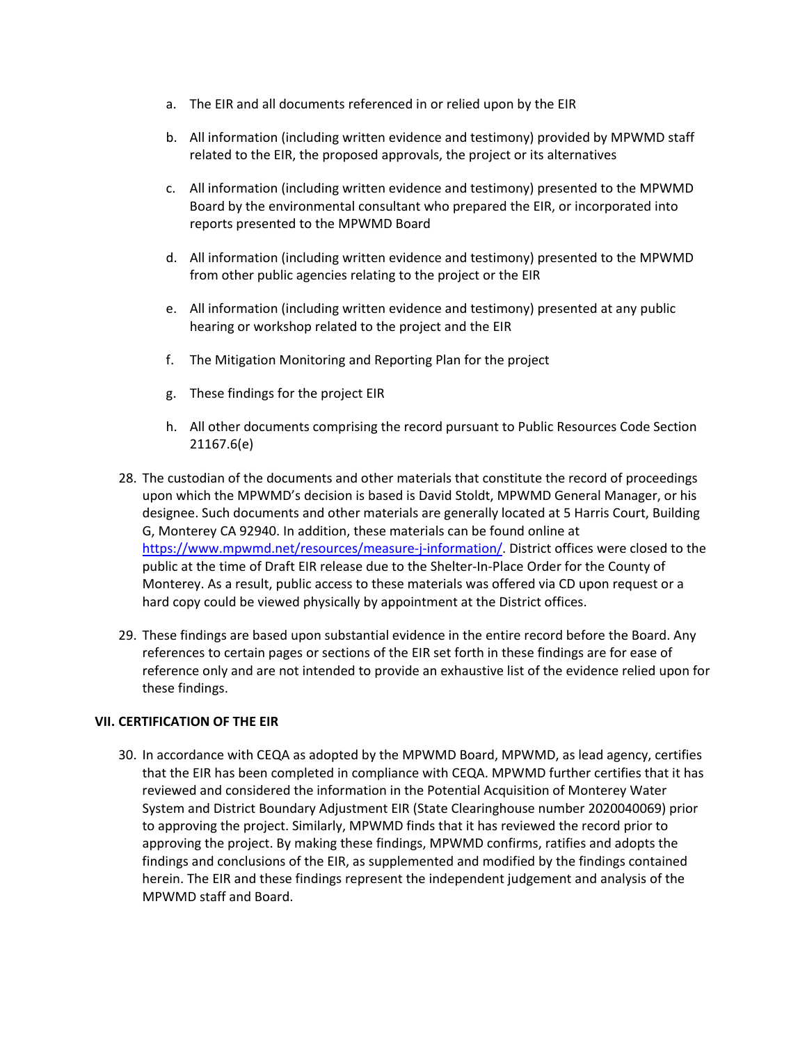a. The EIR and all documents referenced in or relied upon by the EIR

b. All information (including written evidence and testimony) provided by MPWMD staff related to the EIR, the proposed approvals, the project or its alternatives

c. All information (including written evidence and testimony) presented to the MPWMD Board by the environmental consultant who prepared the EIR, or incorporated into reports presented to the MPWMD Board

d. All information (including written evidence and testimony) presented to the MPWMD from other public agencies relating to the project or the EIR

e. All information (including written evidence and testimony) presented at any public hearing or workshop related to the project and the EIR

f. The Mitigation Monitoring and Reporting Plan for the project

g. These findings for the project EIR

h. All other documents comprising the record pursuant to Public Resources Code Section 21167.6(e)

28. The custodian of the documents and other materials that constitute the record of proceedings upon which the MPWMD's decision is based is David Stoldt, MPWMD General Manager, or his designee. Such documents and other materials are generally located at 5 Harris Court, Building G, Monterey CA 92940. In addition, these materials can be found online at https://www.mpwmd.net/resources/measure-j-information/. District offices were closed to the public at the time of Draft EIR release due to the Shelter-In-Place Order for the County of Monterey. As a result, public access to these materials was offered via CD upon request or a hard copy could be viewed physically by appointment at the District offices.

29. These findings are based upon substantial evidence in the entire record before the Board. Any references to certain pages or sections of the EIR set forth in these findings are for ease of reference only and are not intended to provide an exhaustive list of the evidence relied upon for these findings.

## VII. CERTIFICATION OF THE EIR

30. In accordance with CEQA as adopted by the MPWMD Board, MPWMD, as lead agency, certifies that the EIR has been completed in compliance with CEQA. MPWMD further certifies that it has reviewed and considered the information in the Potential Acquisition of Monterey Water System and District Boundary Adjustment EIR (State Clearinghouse number 2020040069) prior to approving the project. Similarly, MPWMD finds that it has reviewed the record prior to approving the project. By making these findings, MPWMD confirms, ratifies and adopts the findings and conclusions of the EIR, as supplemented and modified by the findings contained herein. The EIR and these findings represent the independent judgement and analysis of the MPWMD staff and Board.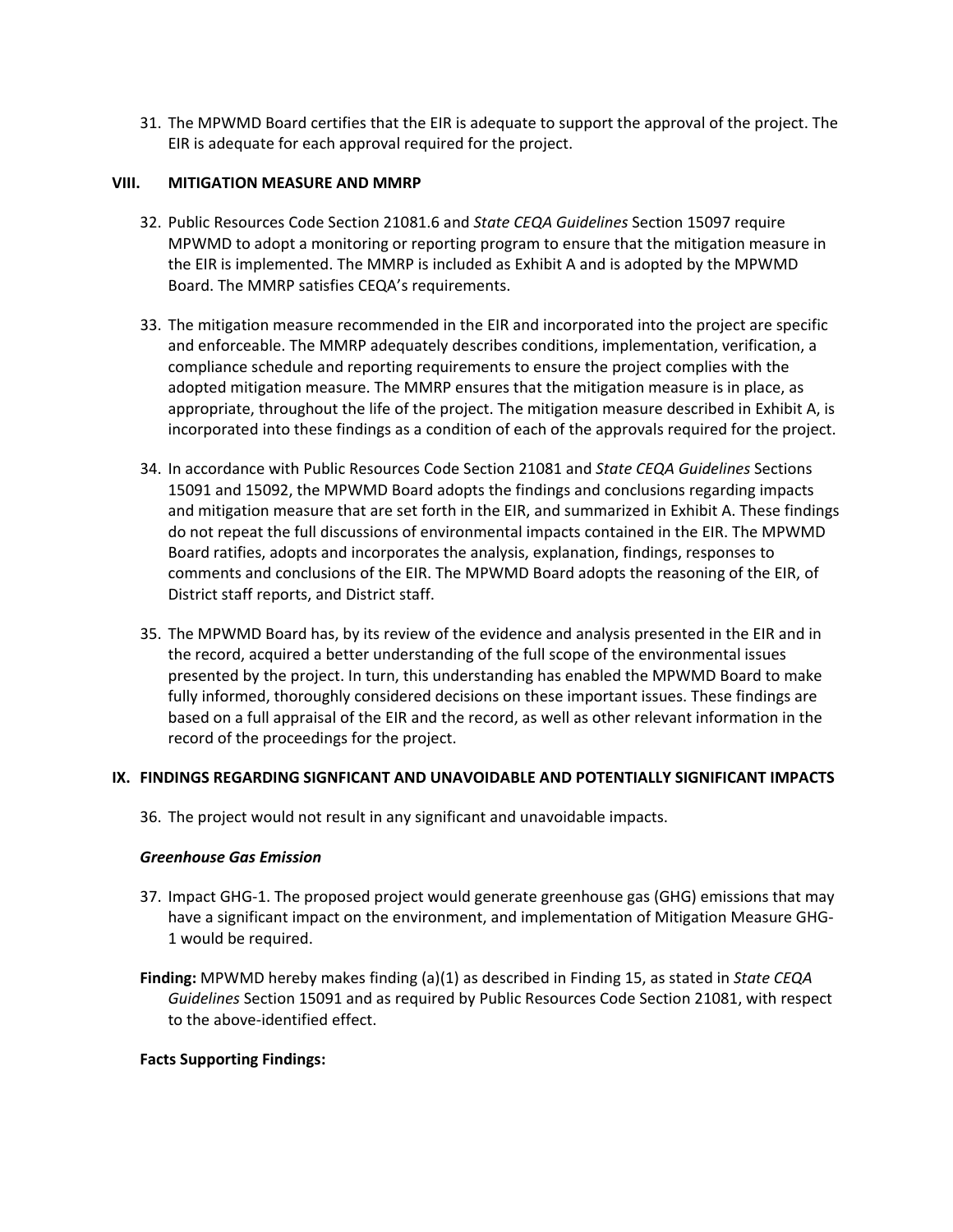31. The MPWMD Board certifies that the EIR is adequate to support the approval of the project. The EIR is adequate for each approval required for the project.

## VIII. MITIGATION MEASURE AND MMRP

32. Public Resources Code Section 21081.6 and *State CEQA Guidelines* Section 15097 require MPWMD to adopt a monitoring or reporting program to ensure that the mitigation measure in the EIR is implemented. The MMRP is included as Exhibit A and is adopted by the MPWMD Board. The MMRP satisfies CEQA's requirements.

33. The mitigation measure recommended in the EIR and incorporated into the project are specific and enforceable. The MMRP adequately describes conditions, implementation, verification, a compliance schedule and reporting requirements to ensure the project complies with the adopted mitigation measure. The MMRP ensures that the mitigation measure is in place, as appropriate, throughout the life of the project. The mitigation measure described in Exhibit A, is incorporated into these findings as a condition of each of the approvals required for the project.

34. In accordance with Public Resources Code Section 21081 and *State CEQA Guidelines* Sections 15091 and 15092, the MPWMD Board adopts the findings and conclusions regarding impacts and mitigation measure that are set forth in the EIR, and summarized in Exhibit A. These findings do not repeat the full discussions of environmental impacts contained in the EIR. The MPWMD Board ratifies, adopts and incorporates the analysis, explanation, findings, responses to comments and conclusions of the EIR. The MPWMD Board adopts the reasoning of the EIR, of District staff reports, and District staff.

35. The MPWMD Board has, by its review of the evidence and analysis presented in the EIR and in the record, acquired a better understanding of the full scope of the environmental issues presented by the project. In turn, this understanding has enabled the MPWMD Board to make fully informed, thoroughly considered decisions on these important issues. These findings are based on a full appraisal of the EIR and the record, as well as other relevant information in the record of the proceedings for the project.

## IX. FINDINGS REGARDING SIGNFICANT AND UNAVOIDABLE AND POTENTIALLY SIGNIFICANT IMPACTS

36. The project would not result in any significant and unavoidable impacts.

***Greenhouse Gas Emission***

37. Impact GHG-1. The proposed project would generate greenhouse gas (GHG) emissions that may have a significant impact on the environment, and implementation of Mitigation Measure GHG-1 would be required.

**Finding:** MPWMD hereby makes finding (a)(1) as described in Finding 15, as stated in *State CEQA Guidelines* Section 15091 and as required by Public Resources Code Section 21081, with respect to the above-identified effect.

**Facts Supporting Findings:**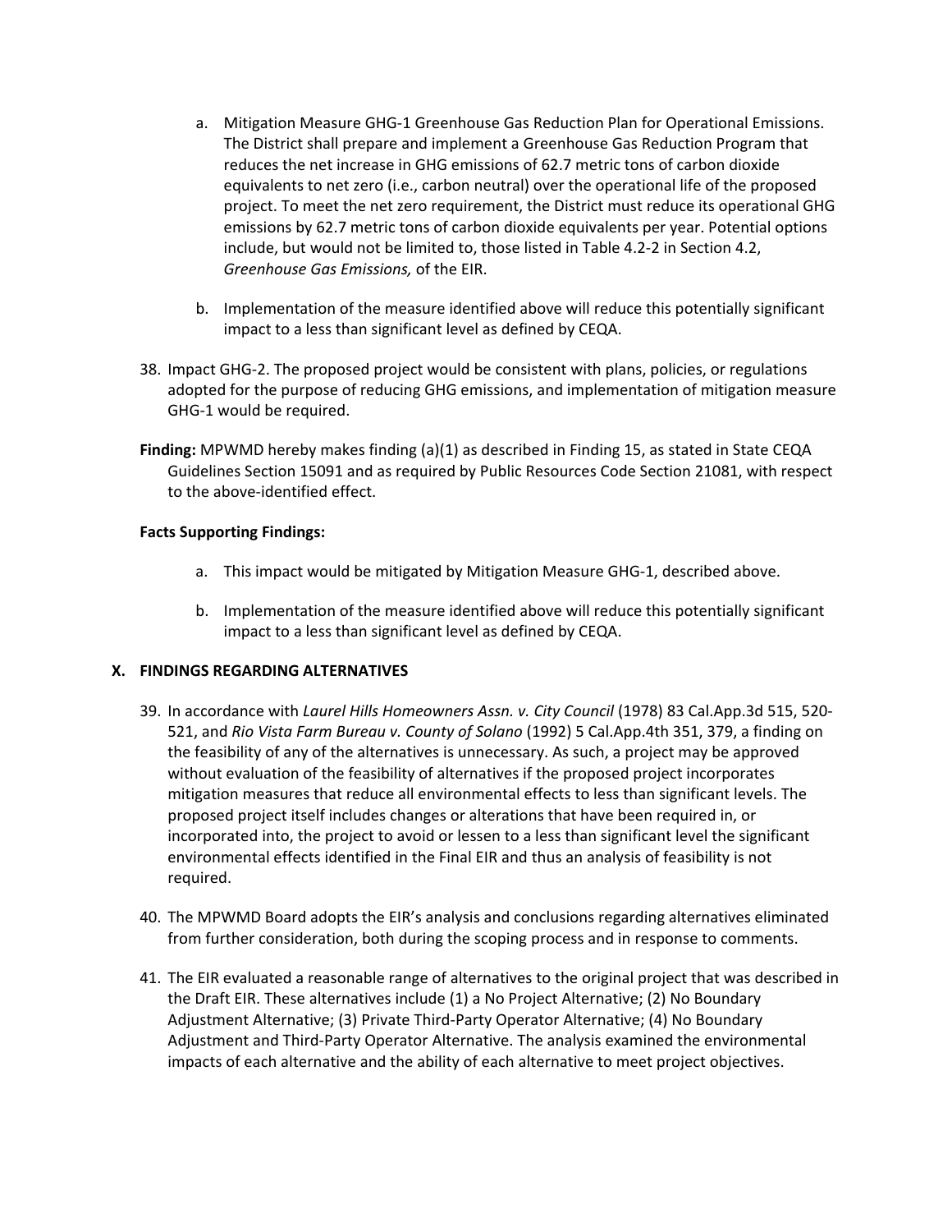a. Mitigation Measure GHG-1 Greenhouse Gas Reduction Plan for Operational Emissions. The District shall prepare and implement a Greenhouse Gas Reduction Program that reduces the net increase in GHG emissions of 62.7 metric tons of carbon dioxide equivalents to net zero (i.e., carbon neutral) over the operational life of the proposed project. To meet the net zero requirement, the District must reduce its operational GHG emissions by 62.7 metric tons of carbon dioxide equivalents per year. Potential options include, but would not be limited to, those listed in Table 4.2-2 in Section 4.2, *Greenhouse Gas Emissions,* of the EIR.

b. Implementation of the measure identified above will reduce this potentially significant impact to a less than significant level as defined by CEQA.

38. Impact GHG-2. The proposed project would be consistent with plans, policies, or regulations adopted for the purpose of reducing GHG emissions, and implementation of mitigation measure GHG-1 would be required.

**Finding:** MPWMD hereby makes finding (a)(1) as described in Finding 15, as stated in State CEQA Guidelines Section 15091 and as required by Public Resources Code Section 21081, with respect to the above-identified effect.

**Facts Supporting Findings:**

a. This impact would be mitigated by Mitigation Measure GHG-1, described above.

b. Implementation of the measure identified above will reduce this potentially significant impact to a less than significant level as defined by CEQA.

## X. FINDINGS REGARDING ALTERNATIVES

39. In accordance with *Laurel Hills Homeowners Assn. v. City Council* (1978) 83 Cal.App.3d 515, 520-521, and *Rio Vista Farm Bureau v. County of Solano* (1992) 5 Cal.App.4th 351, 379, a finding on the feasibility of any of the alternatives is unnecessary. As such, a project may be approved without evaluation of the feasibility of alternatives if the proposed project incorporates mitigation measures that reduce all environmental effects to less than significant levels. The proposed project itself includes changes or alterations that have been required in, or incorporated into, the project to avoid or lessen to a less than significant level the significant environmental effects identified in the Final EIR and thus an analysis of feasibility is not required.

40. The MPWMD Board adopts the EIR's analysis and conclusions regarding alternatives eliminated from further consideration, both during the scoping process and in response to comments.

41. The EIR evaluated a reasonable range of alternatives to the original project that was described in the Draft EIR. These alternatives include (1) a No Project Alternative; (2) No Boundary Adjustment Alternative; (3) Private Third-Party Operator Alternative; (4) No Boundary Adjustment and Third-Party Operator Alternative. The analysis examined the environmental impacts of each alternative and the ability of each alternative to meet project objectives.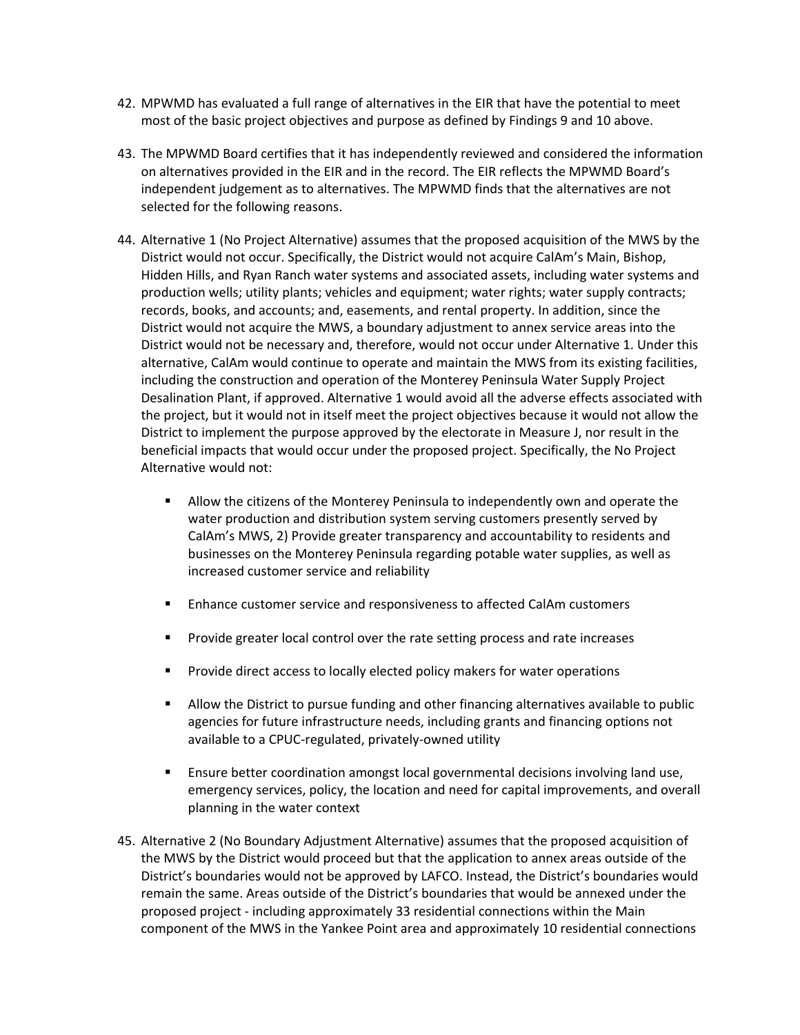42. MPWMD has evaluated a full range of alternatives in the EIR that have the potential to meet most of the basic project objectives and purpose as defined by Findings 9 and 10 above.

43. The MPWMD Board certifies that it has independently reviewed and considered the information on alternatives provided in the EIR and in the record. The EIR reflects the MPWMD Board's independent judgement as to alternatives. The MPWMD finds that the alternatives are not selected for the following reasons.

44. Alternative 1 (No Project Alternative) assumes that the proposed acquisition of the MWS by the District would not occur. Specifically, the District would not acquire CalAm's Main, Bishop, Hidden Hills, and Ryan Ranch water systems and associated assets, including water systems and production wells; utility plants; vehicles and equipment; water rights; water supply contracts; records, books, and accounts; and, easements, and rental property. In addition, since the District would not acquire the MWS, a boundary adjustment to annex service areas into the District would not be necessary and, therefore, would not occur under Alternative 1. Under this alternative, CalAm would continue to operate and maintain the MWS from its existing facilities, including the construction and operation of the Monterey Peninsula Water Supply Project Desalination Plant, if approved. Alternative 1 would avoid all the adverse effects associated with the project, but it would not in itself meet the project objectives because it would not allow the District to implement the purpose approved by the electorate in Measure J, nor result in the beneficial impacts that would occur under the proposed project. Specifically, the No Project Alternative would not:

    - Allow the citizens of the Monterey Peninsula to independently own and operate the water production and distribution system serving customers presently served by CalAm's MWS, 2) Provide greater transparency and accountability to residents and businesses on the Monterey Peninsula regarding potable water supplies, as well as increased customer service and reliability
    - Enhance customer service and responsiveness to affected CalAm customers
    - Provide greater local control over the rate setting process and rate increases
    - Provide direct access to locally elected policy makers for water operations
    - Allow the District to pursue funding and other financing alternatives available to public agencies for future infrastructure needs, including grants and financing options not available to a CPUC-regulated, privately-owned utility
    - Ensure better coordination amongst local governmental decisions involving land use, emergency services, policy, the location and need for capital improvements, and overall planning in the water context

45. Alternative 2 (No Boundary Adjustment Alternative) assumes that the proposed acquisition of the MWS by the District would proceed but that the application to annex areas outside of the District's boundaries would not be approved by LAFCO. Instead, the District's boundaries would remain the same. Areas outside of the District's boundaries that would be annexed under the proposed project - including approximately 33 residential connections within the Main component of the MWS in the Yankee Point area and approximately 10 residential connections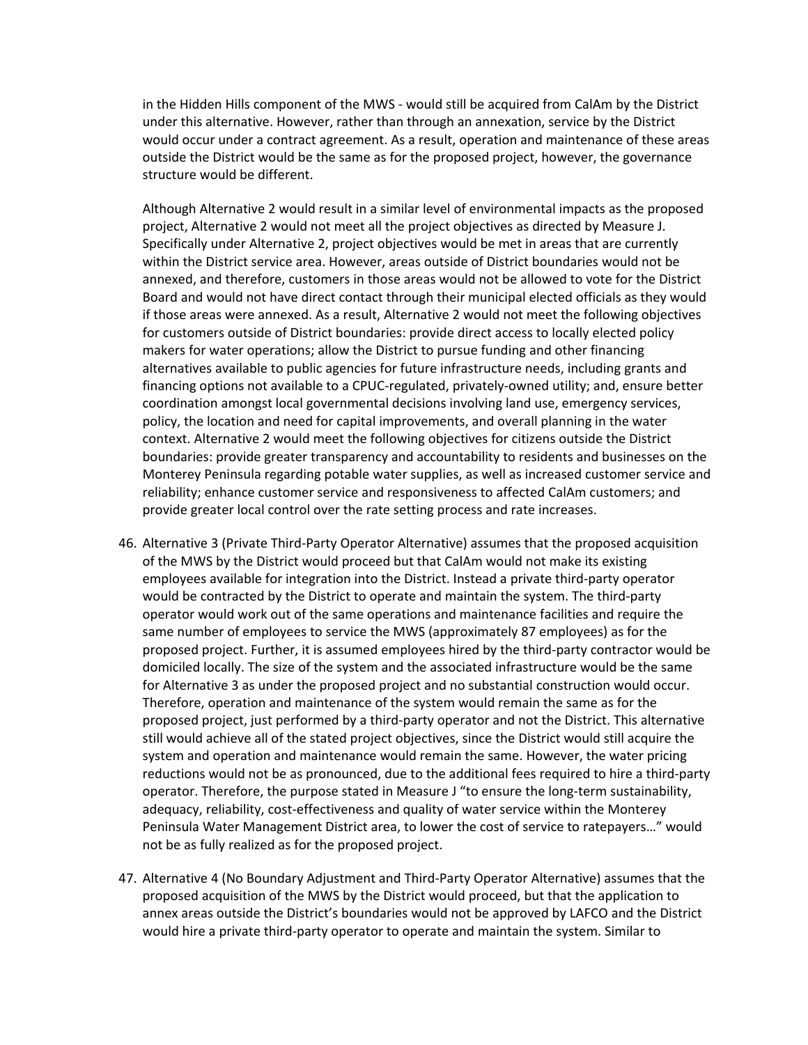in the Hidden Hills component of the MWS - would still be acquired from CalAm by the District under this alternative. However, rather than through an annexation, service by the District would occur under a contract agreement. As a result, operation and maintenance of these areas outside the District would be the same as for the proposed project, however, the governance structure would be different.

Although Alternative 2 would result in a similar level of environmental impacts as the proposed project, Alternative 2 would not meet all the project objectives as directed by Measure J. Specifically under Alternative 2, project objectives would be met in areas that are currently within the District service area. However, areas outside of District boundaries would not be annexed, and therefore, customers in those areas would not be allowed to vote for the District Board and would not have direct contact through their municipal elected officials as they would if those areas were annexed. As a result, Alternative 2 would not meet the following objectives for customers outside of District boundaries: provide direct access to locally elected policy makers for water operations; allow the District to pursue funding and other financing alternatives available to public agencies for future infrastructure needs, including grants and financing options not available to a CPUC-regulated, privately-owned utility; and, ensure better coordination amongst local governmental decisions involving land use, emergency services, policy, the location and need for capital improvements, and overall planning in the water context. Alternative 2 would meet the following objectives for citizens outside the District boundaries: provide greater transparency and accountability to residents and businesses on the Monterey Peninsula regarding potable water supplies, as well as increased customer service and reliability; enhance customer service and responsiveness to affected CalAm customers; and provide greater local control over the rate setting process and rate increases.

46. Alternative 3 (Private Third-Party Operator Alternative) assumes that the proposed acquisition of the MWS by the District would proceed but that CalAm would not make its existing employees available for integration into the District. Instead a private third-party operator would be contracted by the District to operate and maintain the system. The third-party operator would work out of the same operations and maintenance facilities and require the same number of employees to service the MWS (approximately 87 employees) as for the proposed project. Further, it is assumed employees hired by the third-party contractor would be domiciled locally. The size of the system and the associated infrastructure would be the same for Alternative 3 as under the proposed project and no substantial construction would occur. Therefore, operation and maintenance of the system would remain the same as for the proposed project, just performed by a third-party operator and not the District. This alternative still would achieve all of the stated project objectives, since the District would still acquire the system and operation and maintenance would remain the same. However, the water pricing reductions would not be as pronounced, due to the additional fees required to hire a third-party operator. Therefore, the purpose stated in Measure J "to ensure the long-term sustainability, adequacy, reliability, cost-effectiveness and quality of water service within the Monterey Peninsula Water Management District area, to lower the cost of service to ratepayers…" would not be as fully realized as for the proposed project.

47. Alternative 4 (No Boundary Adjustment and Third-Party Operator Alternative) assumes that the proposed acquisition of the MWS by the District would proceed, but that the application to annex areas outside the District's boundaries would not be approved by LAFCO and the District would hire a private third-party operator to operate and maintain the system. Similar to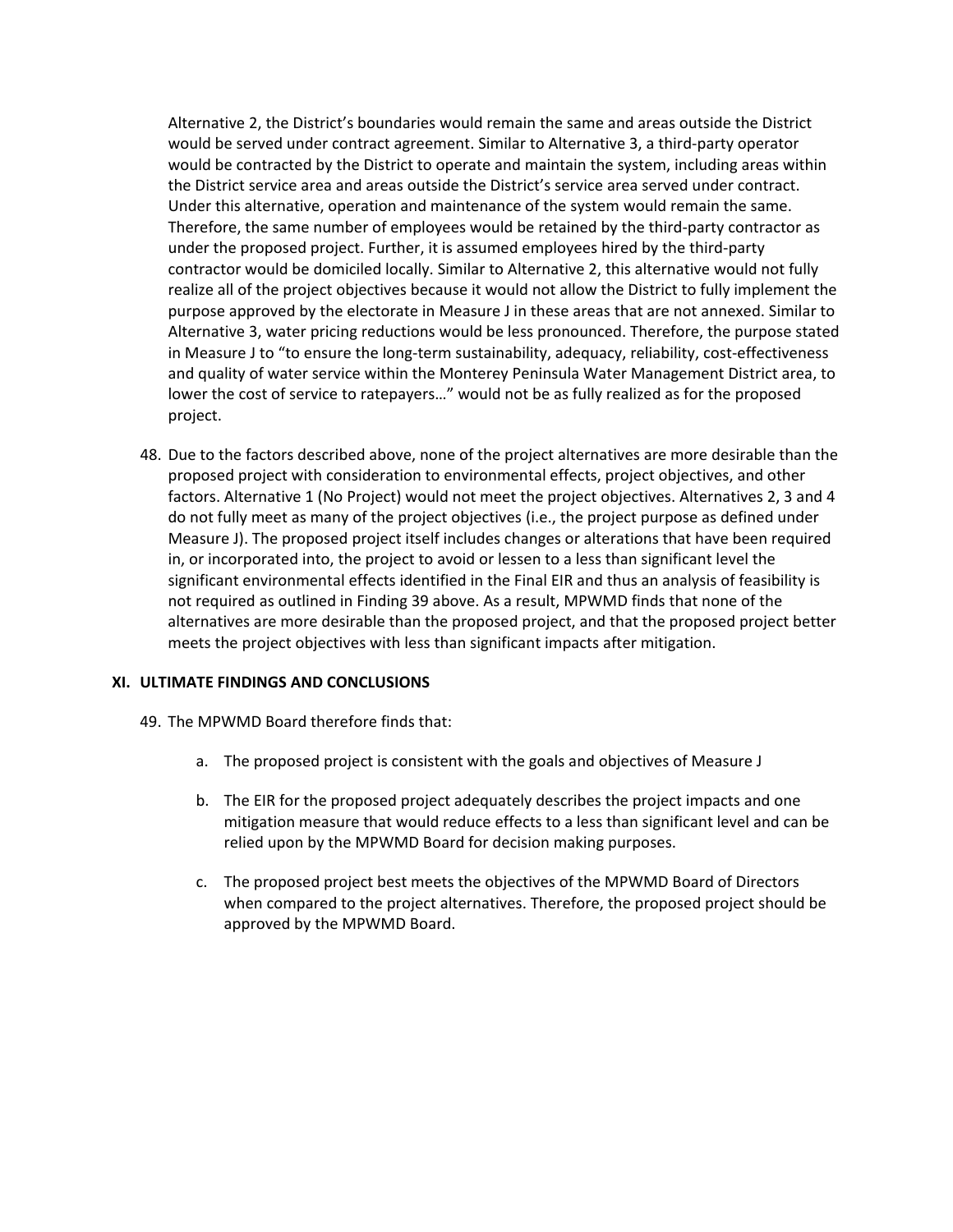Alternative 2, the District's boundaries would remain the same and areas outside the District would be served under contract agreement. Similar to Alternative 3, a third-party operator would be contracted by the District to operate and maintain the system, including areas within the District service area and areas outside the District's service area served under contract. Under this alternative, operation and maintenance of the system would remain the same. Therefore, the same number of employees would be retained by the third-party contractor as under the proposed project. Further, it is assumed employees hired by the third-party contractor would be domiciled locally. Similar to Alternative 2, this alternative would not fully realize all of the project objectives because it would not allow the District to fully implement the purpose approved by the electorate in Measure J in these areas that are not annexed. Similar to Alternative 3, water pricing reductions would be less pronounced. Therefore, the purpose stated in Measure J to "to ensure the long-term sustainability, adequacy, reliability, cost-effectiveness and quality of water service within the Monterey Peninsula Water Management District area, to lower the cost of service to ratepayers…" would not be as fully realized as for the proposed project.

48. Due to the factors described above, none of the project alternatives are more desirable than the proposed project with consideration to environmental effects, project objectives, and other factors. Alternative 1 (No Project) would not meet the project objectives. Alternatives 2, 3 and 4 do not fully meet as many of the project objectives (i.e., the project purpose as defined under Measure J). The proposed project itself includes changes or alterations that have been required in, or incorporated into, the project to avoid or lessen to a less than significant level the significant environmental effects identified in the Final EIR and thus an analysis of feasibility is not required as outlined in Finding 39 above. As a result, MPWMD finds that none of the alternatives are more desirable than the proposed project, and that the proposed project better meets the project objectives with less than significant impacts after mitigation.

## XI. ULTIMATE FINDINGS AND CONCLUSIONS

49. The MPWMD Board therefore finds that:

    a. The proposed project is consistent with the goals and objectives of Measure J

    b. The EIR for the proposed project adequately describes the project impacts and one mitigation measure that would reduce effects to a less than significant level and can be relied upon by the MPWMD Board for decision making purposes.

    c. The proposed project best meets the objectives of the MPWMD Board of Directors when compared to the project alternatives. Therefore, the proposed project should be approved by the MPWMD Board.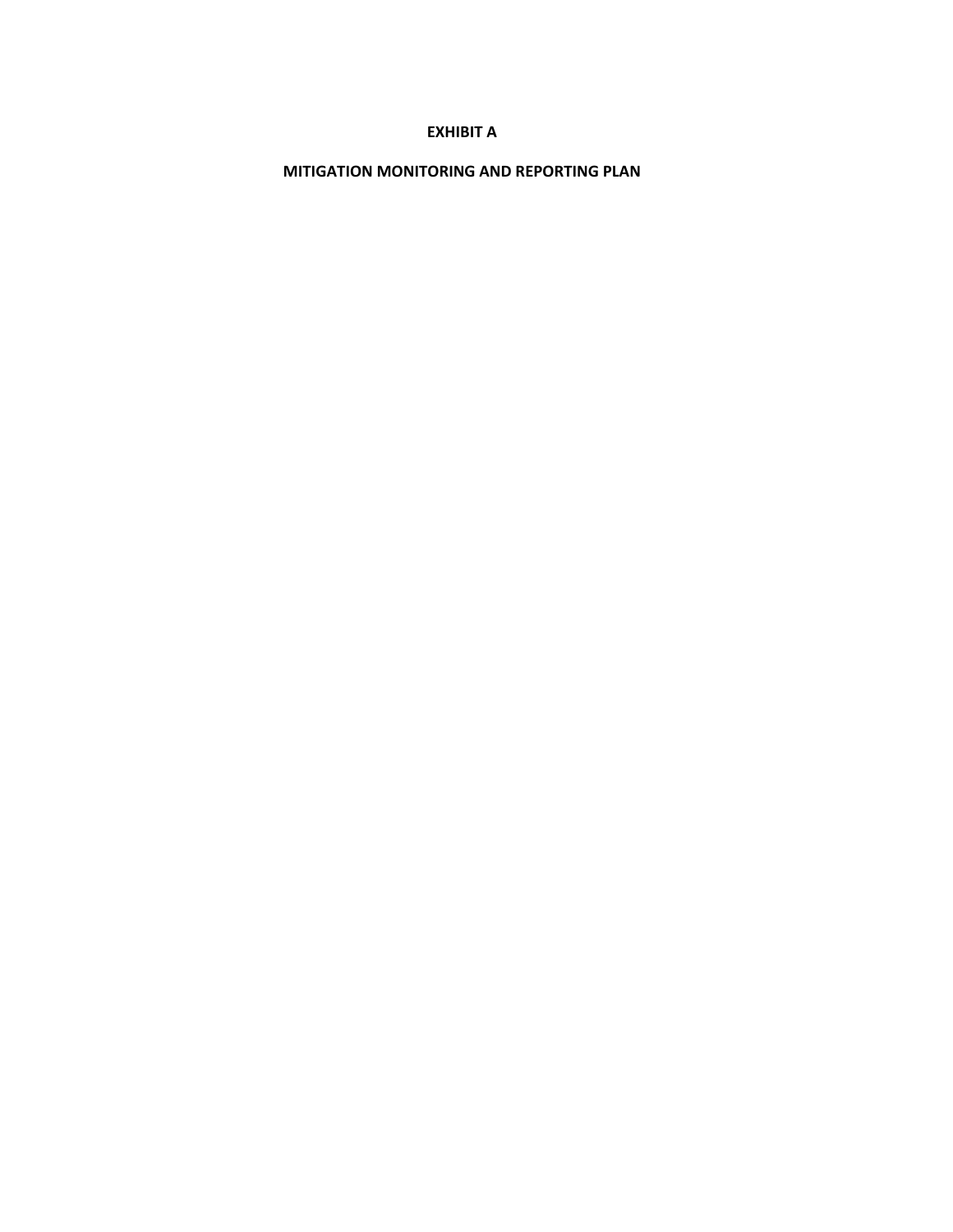# EXHIBIT A

## MITIGATION MONITORING AND REPORTING PLAN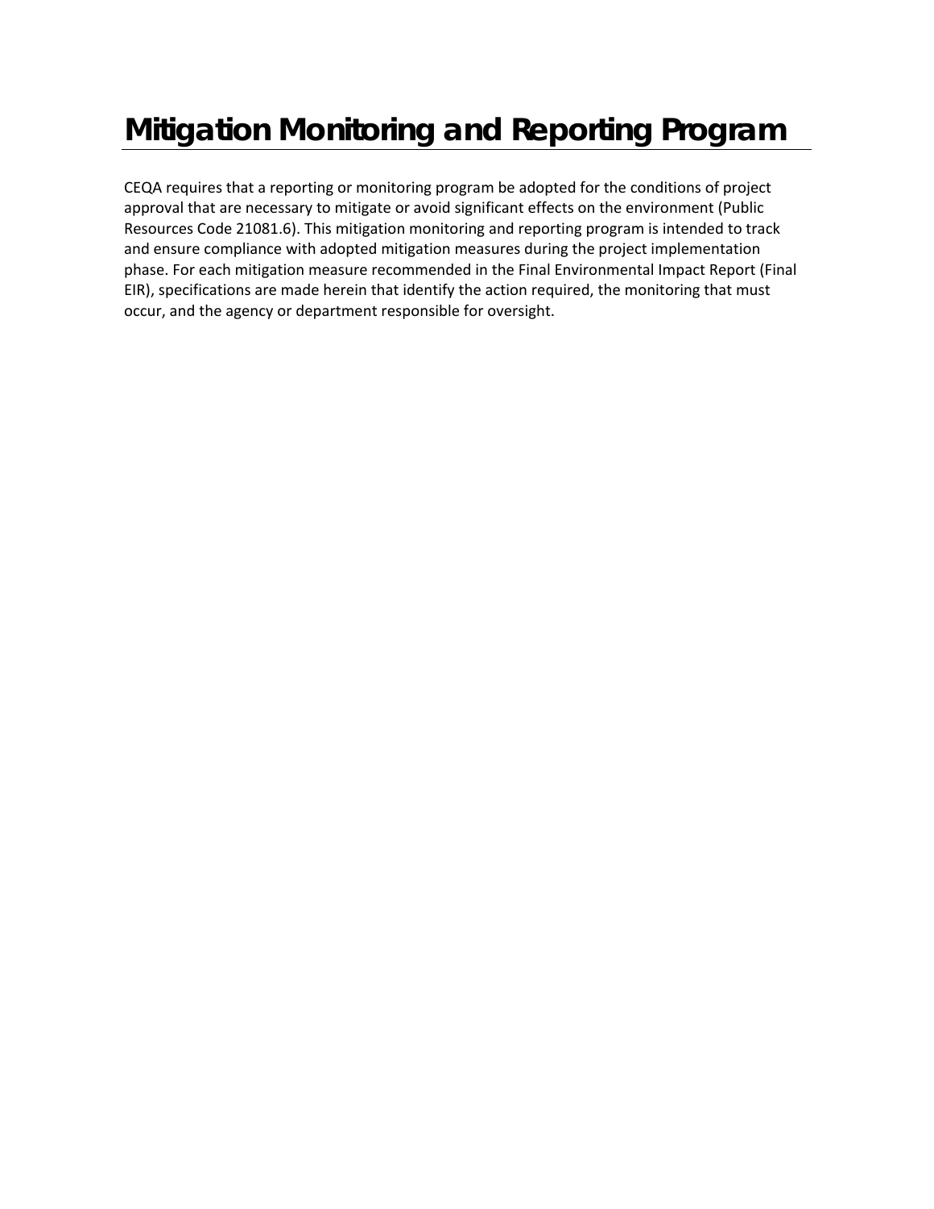# Mitigation Monitoring and Reporting Program

CEQA requires that a reporting or monitoring program be adopted for the conditions of project approval that are necessary to mitigate or avoid significant effects on the environment (Public Resources Code 21081.6). This mitigation monitoring and reporting program is intended to track and ensure compliance with adopted mitigation measures during the project implementation phase. For each mitigation measure recommended in the Final Environmental Impact Report (Final EIR), specifications are made herein that identify the action required, the monitoring that must occur, and the agency or department responsible for oversight.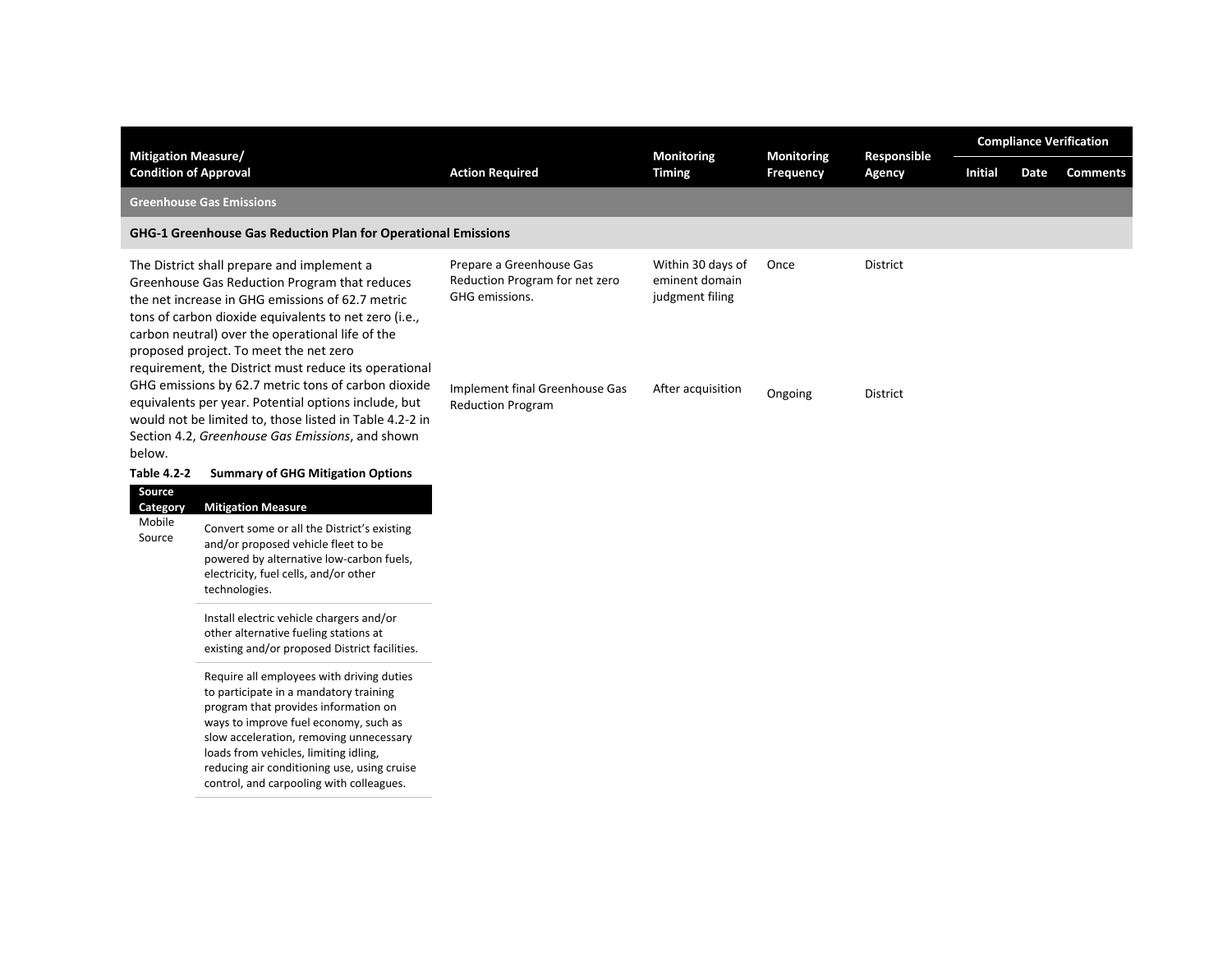| Mitigation Measure/ Condition of Approval | Action Required | Monitoring Timing | Monitoring Frequency | Responsible Agency | Compliance Verification | | |
|---|---|---|---|---|---|---|---|
| | | | | | Initial | Date | Comments |
| **Greenhouse Gas Emissions** | | | | | | | |
| **GHG-1 Greenhouse Gas Reduction Plan for Operational Emissions** | | | | | | | |
| The District shall prepare and implement a Greenhouse Gas Reduction Program that reduces the net increase in GHG emissions of 62.7 metric tons of carbon dioxide equivalents to net zero (i.e., carbon neutral) over the operational life of the proposed project. To meet the net zero requirement, the District must reduce its operational GHG emissions by 62.7 metric tons of carbon dioxide equivalents per year. Potential options include, but would not be limited to, those listed in Table 4.2-2 in Section 4.2, *Greenhouse Gas Emissions*, and shown below. | Prepare a Greenhouse Gas Reduction Program for net zero GHG emissions. | Within 30 days of eminent domain judgment filing | Once | District | | | |
| | Implement final Greenhouse Gas Reduction Program | After acquisition | Ongoing | District | | | |

**Table 4.2-2 Summary of GHG Mitigation Options**

| Source Category | Mitigation Measure |
|---|---|
| Mobile Source | Convert some or all the District's existing and/or proposed vehicle fleet to be powered by alternative low-carbon fuels, electricity, fuel cells, and/or other technologies. |
| | Install electric vehicle chargers and/or other alternative fueling stations at existing and/or proposed District facilities. |
| | Require all employees with driving duties to participate in a mandatory training program that provides information on ways to improve fuel economy, such as slow acceleration, removing unnecessary loads from vehicles, limiting idling, reducing air conditioning use, using cruise control, and carpooling with colleagues. |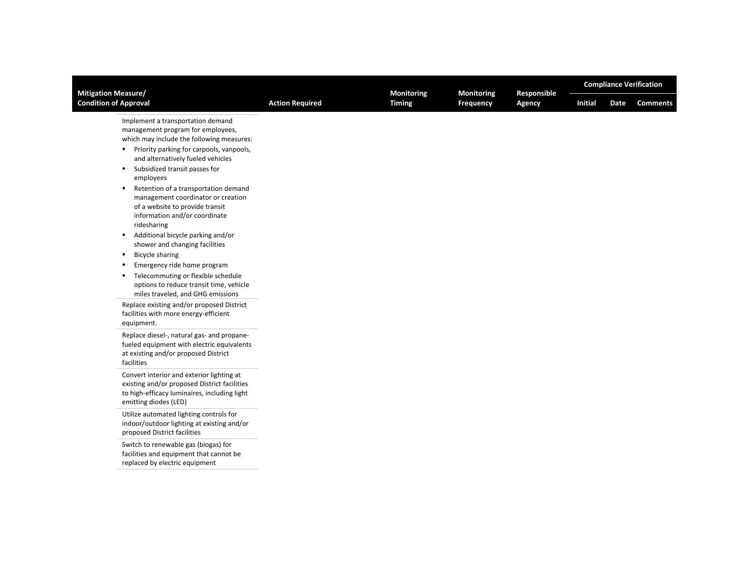| Mitigation Measure/ Condition of Approval | Action Required | Monitoring Timing | Monitoring Frequency | Responsible Agency | Compliance Verification | | |
|---|---|---|---|---|---|---|---|
| | | | | | Initial | Date | Comments |
| Implement a transportation demand management program for employees, which may include the following measures:<br>▪ Priority parking for carpools, vanpools, and alternatively fueled vehicles<br>▪ Subsidized transit passes for employees<br>▪ Retention of a transportation demand management coordinator or creation of a website to provide transit information and/or coordinate ridesharing<br>▪ Additional bicycle parking and/or shower and changing facilities<br>▪ Bicycle sharing<br>▪ Emergency ride home program<br>▪ Telecommuting or flexible schedule options to reduce transit time, vehicle miles traveled, and GHG emissions | | | | | | | |
| Replace existing and/or proposed District facilities with more energy-efficient equipment. | | | | | | | |
| Replace diesel-, natural gas- and propane-fueled equipment with electric equivalents at existing and/or proposed District facilities | | | | | | | |
| Convert interior and exterior lighting at existing and/or proposed District facilities to high-efficacy luminaires, including light emitting diodes (LED) | | | | | | | |
| Utilize automated lighting controls for indoor/outdoor lighting at existing and/or proposed District facilities | | | | | | | |
| Switch to renewable gas (biogas) for facilities and equipment that cannot be replaced by electric equipment | | | | | | | |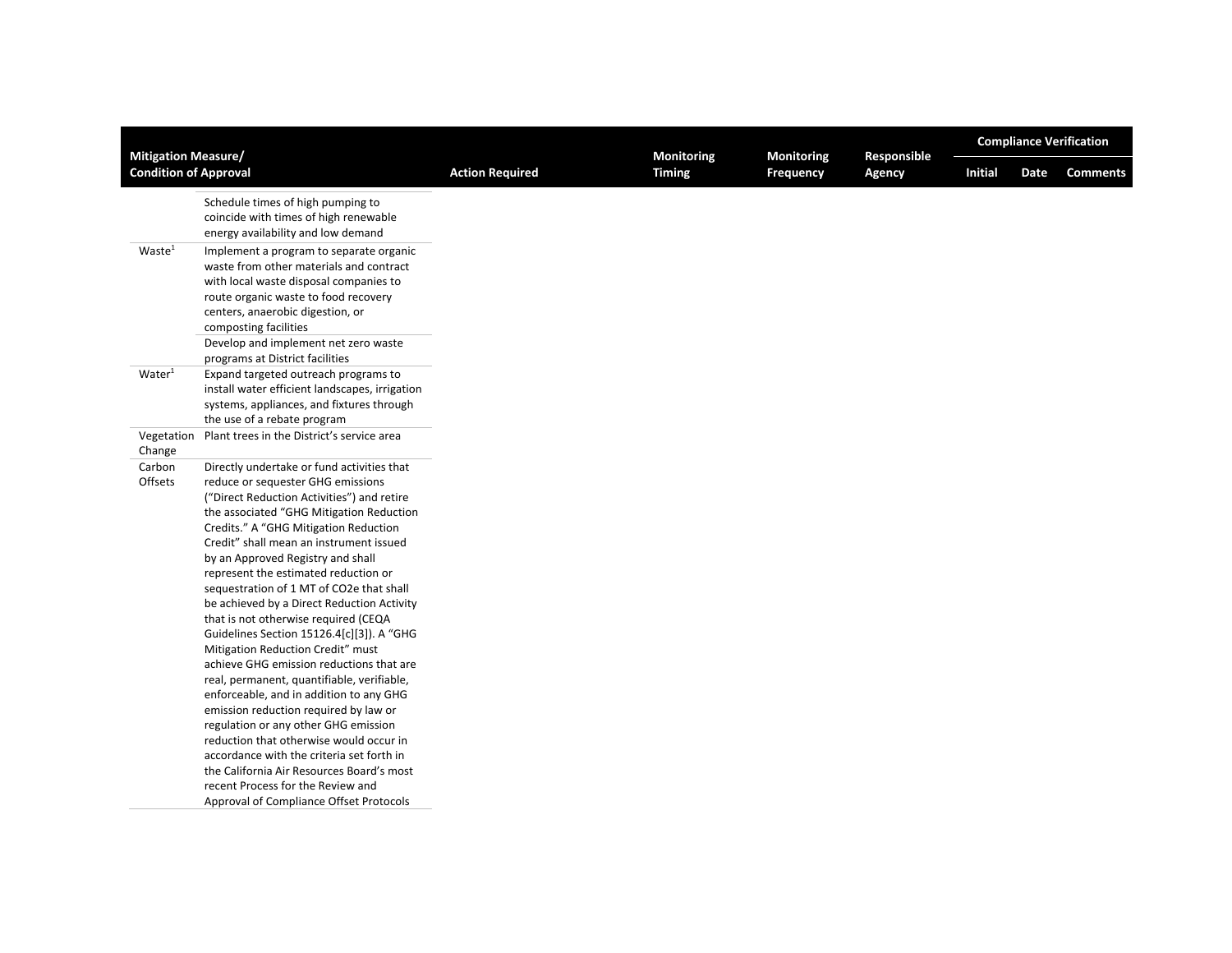| Mitigation Measure/ Condition of Approval | | Action Required | Monitoring Timing | Monitoring Frequency | Responsible Agency | Compliance Verification | | |
|---|---|---|---|---|---|---|---|---|
| | | | | | | Initial | Date | Comments |
| | Schedule times of high pumping to coincide with times of high renewable energy availability and low demand | | | | | | | |
| Waste[1] | Implement a program to separate organic waste from other materials and contract with local waste disposal companies to route organic waste to food recovery centers, anaerobic digestion, or composting facilities | | | | | | | |
| | Develop and implement net zero waste programs at District facilities | | | | | | | |
| Water[1] | Expand targeted outreach programs to install water efficient landscapes, irrigation systems, appliances, and fixtures through the use of a rebate program | | | | | | | |
| Vegetation Change | Plant trees in the District's service area | | | | | | | |
| Carbon Offsets | Directly undertake or fund activities that reduce or sequester GHG emissions ("Direct Reduction Activities") and retire the associated "GHG Mitigation Reduction Credits." A "GHG Mitigation Reduction Credit" shall mean an instrument issued by an Approved Registry and shall represent the estimated reduction or sequestration of 1 MT of $CO_2e$ that shall be achieved by a Direct Reduction Activity that is not otherwise required (CEQA Guidelines Section 15126.4[c][3]). A "GHG Mitigation Reduction Credit" must achieve GHG emission reductions that are real, permanent, quantifiable, verifiable, enforceable, and in addition to any GHG emission reduction required by law or regulation or any other GHG emission reduction that otherwise would occur in accordance with the criteria set forth in the California Air Resources Board's most recent Process for the Review and Approval of Compliance Offset Protocols | | | | | | | |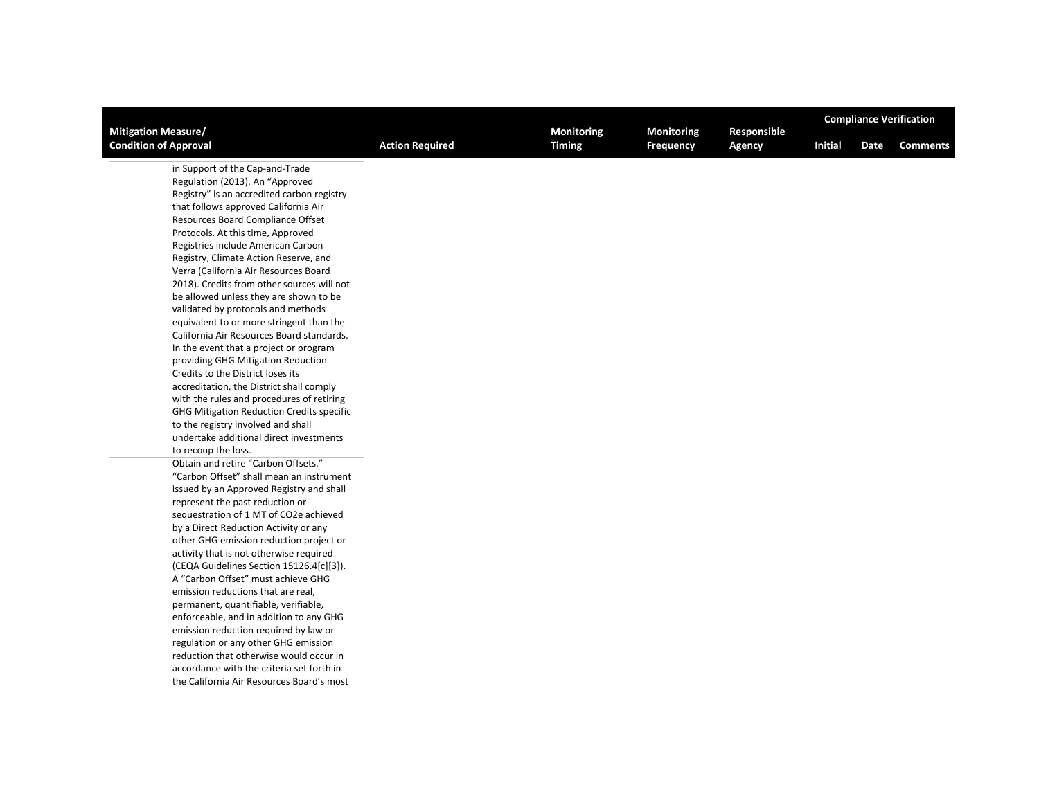| Mitigation Measure/ Condition of Approval | Action Required | Monitoring Timing | Monitoring Frequency | Responsible Agency | Compliance Verification | | |
|---|---|---|---|---|---|---|---|
| | | | | | Initial | Date | Comments |
| in Support of the Cap-and-Trade Regulation (2013). An "Approved Registry" is an accredited carbon registry that follows approved California Air Resources Board Compliance Offset Protocols. At this time, Approved Registries include American Carbon Registry, Climate Action Reserve, and Verra (California Air Resources Board 2018). Credits from other sources will not be allowed unless they are shown to be validated by protocols and methods equivalent to or more stringent than the California Air Resources Board standards. In the event that a project or program providing GHG Mitigation Reduction Credits to the District loses its accreditation, the District shall comply with the rules and procedures of retiring GHG Mitigation Reduction Credits specific to the registry involved and shall undertake additional direct investments to recoup the loss. | | | | | | | |
| Obtain and retire "Carbon Offsets." "Carbon Offset" shall mean an instrument issued by an Approved Registry and shall represent the past reduction or sequestration of 1 MT of CO2e achieved by a Direct Reduction Activity or any other GHG emission reduction project or activity that is not otherwise required (CEQA Guidelines Section 15126.4[c][3]). A "Carbon Offset" must achieve GHG emission reductions that are real, permanent, quantifiable, verifiable, enforceable, and in addition to any GHG emission reduction required by law or regulation or any other GHG emission reduction that otherwise would occur in accordance with the criteria set forth in the California Air Resources Board's most | | | | | | | |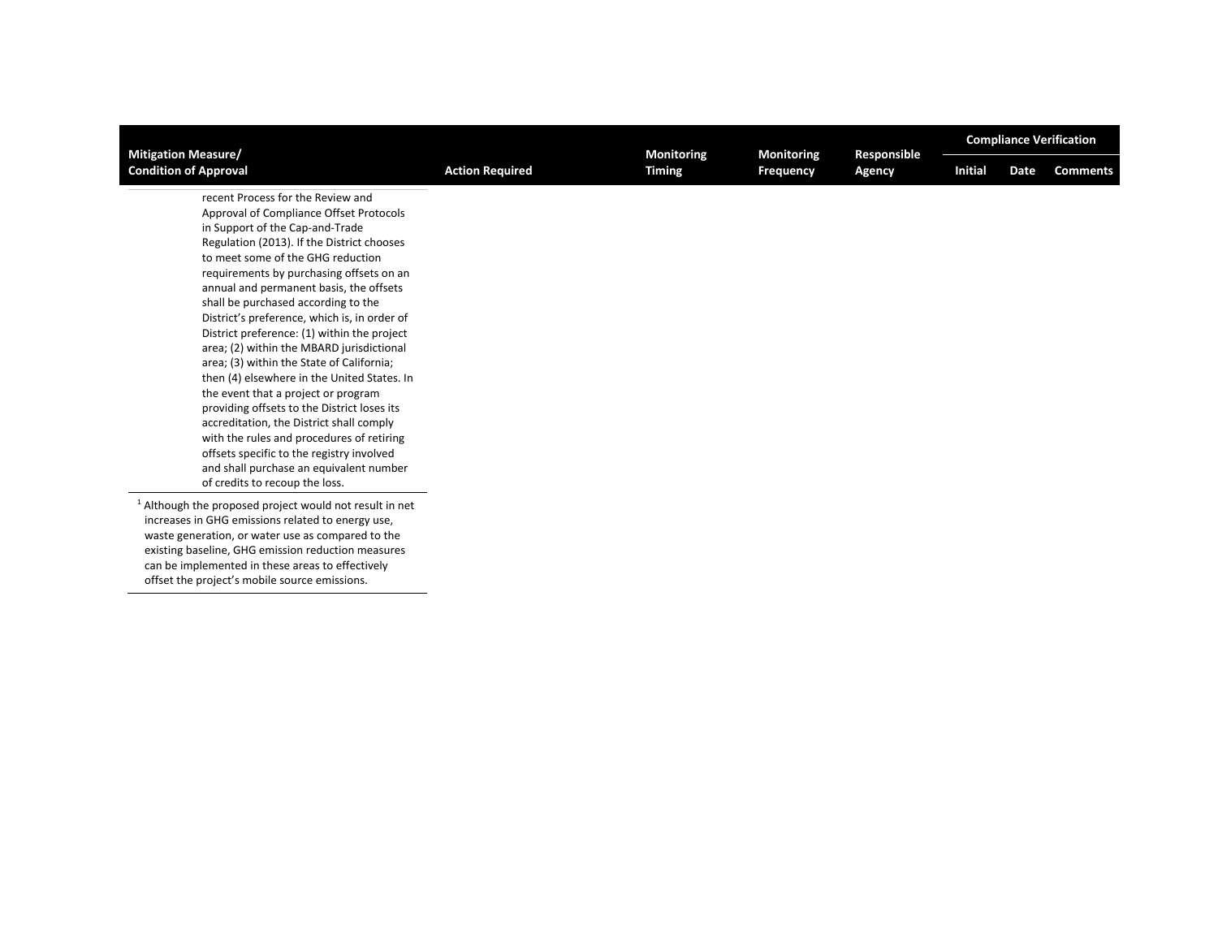| Mitigation Measure/ Condition of Approval | Action Required | Monitoring Timing | Monitoring Frequency | Responsible Agency | Compliance Verification | | |
|---|---|---|---|---|---|---|---|
| | | | | | Initial | Date | Comments |
| recent Process for the Review and Approval of Compliance Offset Protocols in Support of the Cap-and-Trade Regulation (2013). If the District chooses to meet some of the GHG reduction requirements by purchasing offsets on an annual and permanent basis, the offsets shall be purchased according to the District's preference, which is, in order of District preference: (1) within the project area; (2) within the MBARD jurisdictional area; (3) within the State of California; then (4) elsewhere in the United States. In the event that a project or program providing offsets to the District loses its accreditation, the District shall comply with the rules and procedures of retiring offsets specific to the registry involved and shall purchase an equivalent number of credits to recoup the loss. | | | | | | | |

[1] Although the proposed project would not result in net increases in GHG emissions related to energy use, waste generation, or water use as compared to the existing baseline, GHG emission reduction measures can be implemented in these areas to effectively offset the project's mobile source emissions.